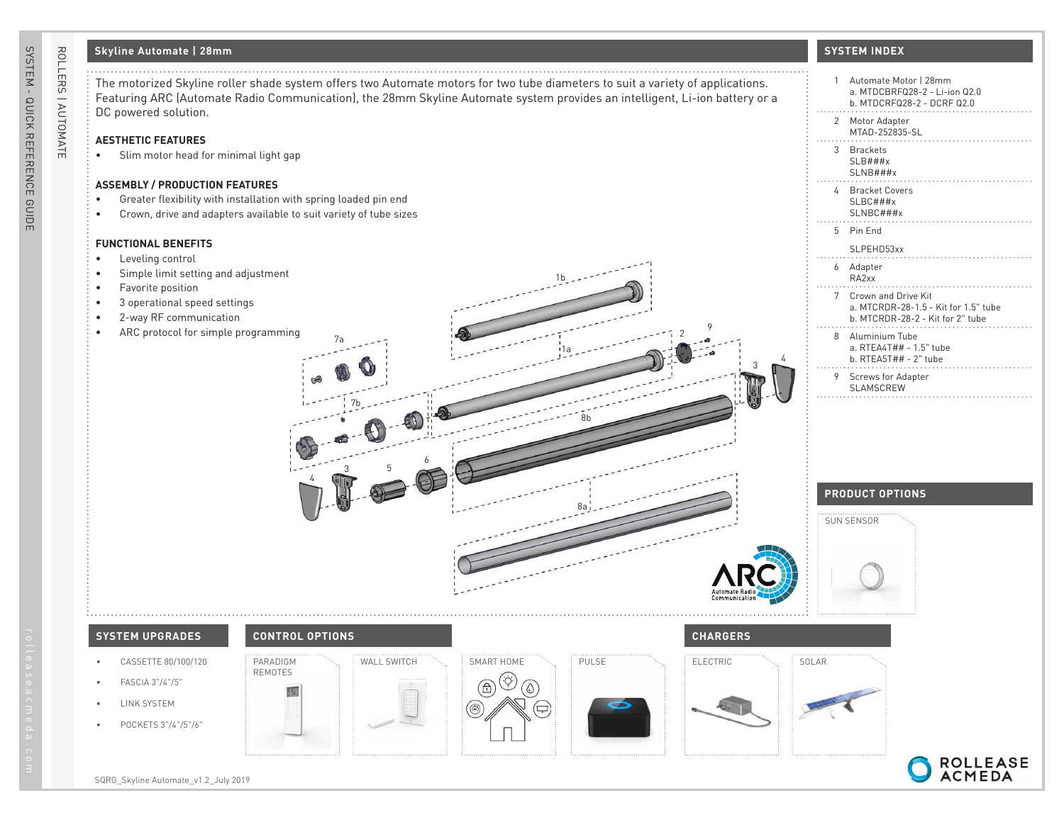## Skyline Automate | 28mm

The motorized Skyline roller shade system offers two Automate motors for two tube diameters to suit a variety of applications. Featuring ARC (Automate Radio Communication), the 28mm Skyline Automate system provides an intelligent, Li-ion battery or a DC powered solution.

### AESTHETIC FEATURES

- Slim motor head for minimal light gap

### ASSEMBLY / PRODUCTION FEATURES

- Greater flexibility with installation with spring loaded pin end
- Crown, drive and adapters available to suit variety of tube sizes

### FUNCTIONAL BENEFITS

- Leveling control
- Simple limit setting and adjustment
- Favorite position
- 3 operational speed settings
- 2-way RF communication
- ARC protocol for simple programming

## SYSTEM INDEX

1. Automate Motor | 28mm
   a. MTDCBRFQ28-2 - Li-ion Q2.0
   b. MTDCRFQ28-2 - DCRF Q2.0
2. Motor Adapter
   MTAD-252835-SL
3. Brackets
   SLB###x
   SLNB###x
4. Bracket Covers
   SLBC###x
   SLNBC###x
5. Pin End
   SLPEHD53xx
6. Adapter
   RA2xx
7. Crown and Drive Kit
   a. MTCRDR-28-1.5 - Kit for 1.5" tube
   b. MTCRDR-28-2 - Kit for 2" tube
8. Aluminium Tube
   a. RTEA4T## - 1.5" tube
   b. RTEA5T## - 2" tube
9. Screws for Adapter
   SLAMSCREW

## PRODUCT OPTIONS

SUN SENSOR

## SYSTEM UPGRADES

- CASSETTE 80/100/120
- FASCIA 3"/4"/5"
- LINK SYSTEM
- POCKETS 3"/4"/5"/6"

## CONTROL OPTIONS

PARADIGM REMOTES | WALL SWITCH | SMART HOME | PULSE

## CHARGERS

ELECTRIC | SOLAR

SQRG_Skyline Automate_v1.2_July 2019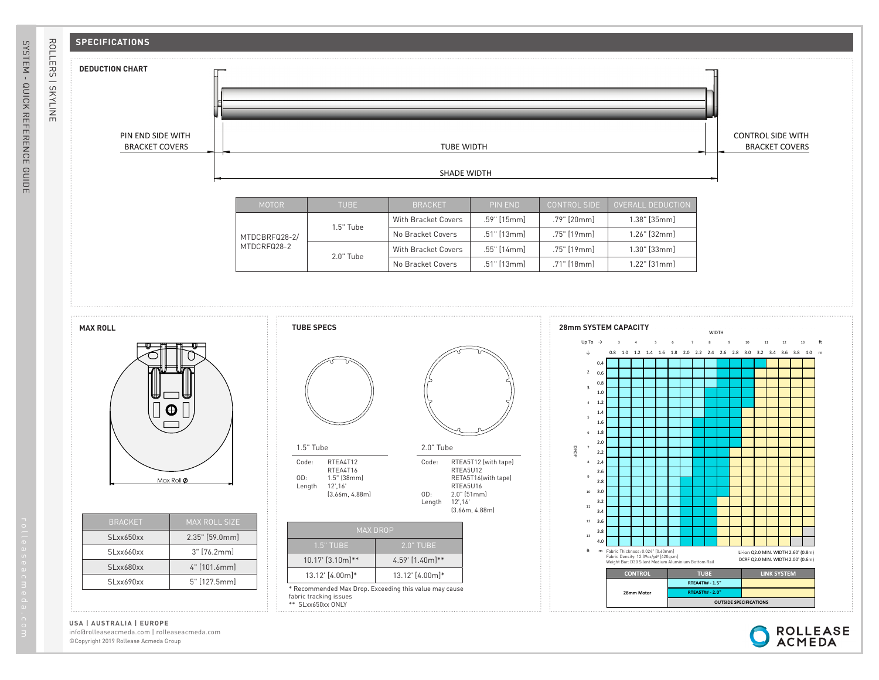## SPECIFICATIONS

### DEDUCTION CHART

PIN END SIDE WITH BRACKET COVERS

TUBE WIDTH

CONTROL SIDE WITH BRACKET COVERS

SHADE WIDTH

| MOTOR | TUBE | BRACKET | PIN END | CONTROL SIDE | OVERALL DEDUCTION |
|---|---|---|---|---|---|
| MTDCBRFQ28-2/ MTDCRFQ28-2 | 1.5" Tube | With Bracket Covers | .59" [15mm] | .79" [20mm] | 1.38" [35mm] |
| | | No Bracket Covers | .51" [13mm] | .75" [19mm] | 1.26" [32mm] |
| | 2.0" Tube | With Bracket Covers | .55" [14mm] | .75" [19mm] | 1.30" [33mm] |
| | | No Bracket Covers | .51" [13mm] | .71" [18mm] | 1.22" [31mm] |

### MAX ROLL

Max Roll Ø

| BRACKET | MAX ROLL SIZE |
|---|---|
| SLxx650xx | 2.35" [59.0mm] |
| SLxx660xx | 3" [76.2mm] |
| SLxx680xx | 4" [101.6mm] |
| SLxx690xx | 5" [127.5mm] |

### TUBE SPECS

**1.5" Tube**

Code: RTEA4T12, RTEA4T16
OD: 1.5" (38mm)
Length: 12',16' (3.66m, 4.88m)

**2.0" Tube**

Code: RTEA5T12 (with tape), RTEA5U12, RETA5T16(with tape), RTEA5U16
OD: 2.0" (51mm)
Length: 12',16' (3.66m, 4.88m)

| MAX DROP | |
|---|---|
| 1.5" TUBE | 2.0" TUBE |
| 10.17' [3.10m]** | 4.59' [1.40m]** |
| 13.12' [4.00m]* | 13.12' [4.00m]* |

\* Recommended Max Drop. Exceeding this value may cause fabric tracking issues
** SLxx650xx ONLY

### 28mm SYSTEM CAPACITY

WIDTH

Up To → 3 4 5 6 7 8 9 10 11 12 13 ft

0.8 1.0 1.2 1.4 1.6 1.8 2.0 2.2 2.4 2.6 2.8 3.0 3.2 3.4 3.6 3.8 4.0 m

DROP

2 3 4 5 6 7 8 9 10 11 12 13 ft

0.4 0.6 0.8 1.0 1.2 1.4 1.6 1.8 2.0 2.2 2.4 2.6 2.8 3.0 3.2 3.4 3.6 3.8 4.0 m

Fabric Thickness: 0.024" [0.60mm]
Fabric Density: 12.39oz/yd² [420gsm]
Weight Bar: D30 Silent Medium Aluminium Bottom Rail

Li-ion Q2.0 MIN. WIDTH 2.60' (0.8m)
DCRF Q2.0 MIN. WIDTH 2.00' (0.6m)

| CONTROL | TUBE | LINK SYSTEM |
|---|---|---|
| 28mm Motor | RTEA4T## - 1.5" | |
| | RTEA5T## - 2.0" | |
| | OUTSIDE SPECIFICATIONS | |

**USA | AUSTRALIA | EUROPE**
info@rolleaseacmeda.com | rolleaseacmeda.com
©Copyright 2019 Rollease Acmeda Group